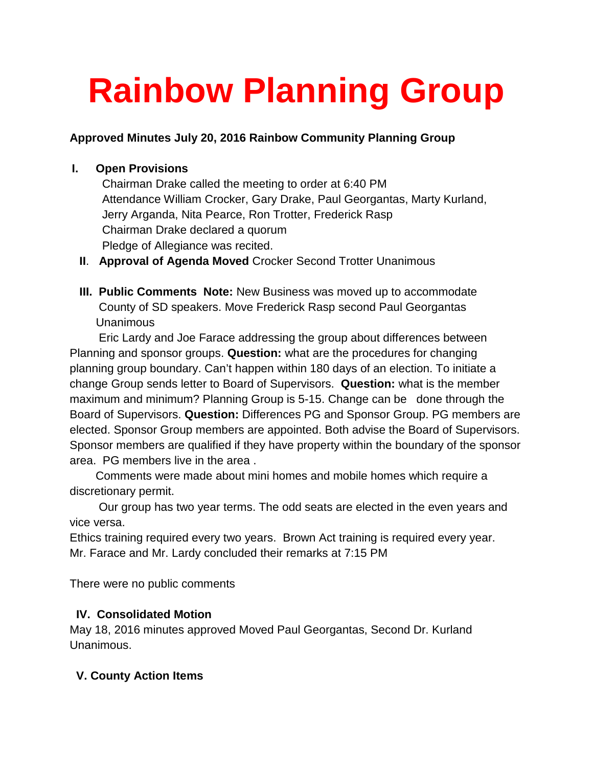# Rainbow Planning Group

**Approved Minutes July 20, 2016 Rainbow Community Planning Group**

**I. Open Provisions**

Chairman Drake called the meeting to order at 6:40 PM
Attendance William Crocker, Gary Drake, Paul Georgantas, Marty Kurland, Jerry Arganda, Nita Pearce, Ron Trotter, Frederick Rasp
Chairman Drake declared a quorum
Pledge of Allegiance was recited.

**II. Approval of Agenda Moved** Crocker Second Trotter Unanimous

**III. Public Comments Note:** New Business was moved up to accommodate County of SD speakers. Move Frederick Rasp second Paul Georgantas Unanimous

Eric Lardy and Joe Farace addressing the group about differences between Planning and sponsor groups. **Question:** what are the procedures for changing planning group boundary. Can't happen within 180 days of an election. To initiate a change Group sends letter to Board of Supervisors. **Question:** what is the member maximum and minimum? Planning Group is 5-15. Change can be done through the Board of Supervisors. **Question:** Differences PG and Sponsor Group. PG members are elected. Sponsor Group members are appointed. Both advise the Board of Supervisors. Sponsor members are qualified if they have property within the boundary of the sponsor area. PG members live in the area .

Comments were made about mini homes and mobile homes which require a discretionary permit.

Our group has two year terms. The odd seats are elected in the even years and vice versa.

Ethics training required every two years. Brown Act training is required every year.
Mr. Farace and Mr. Lardy concluded their remarks at 7:15 PM

There were no public comments

**IV. Consolidated Motion**

May 18, 2016 minutes approved Moved Paul Georgantas, Second Dr. Kurland Unanimous.

**V. County Action Items**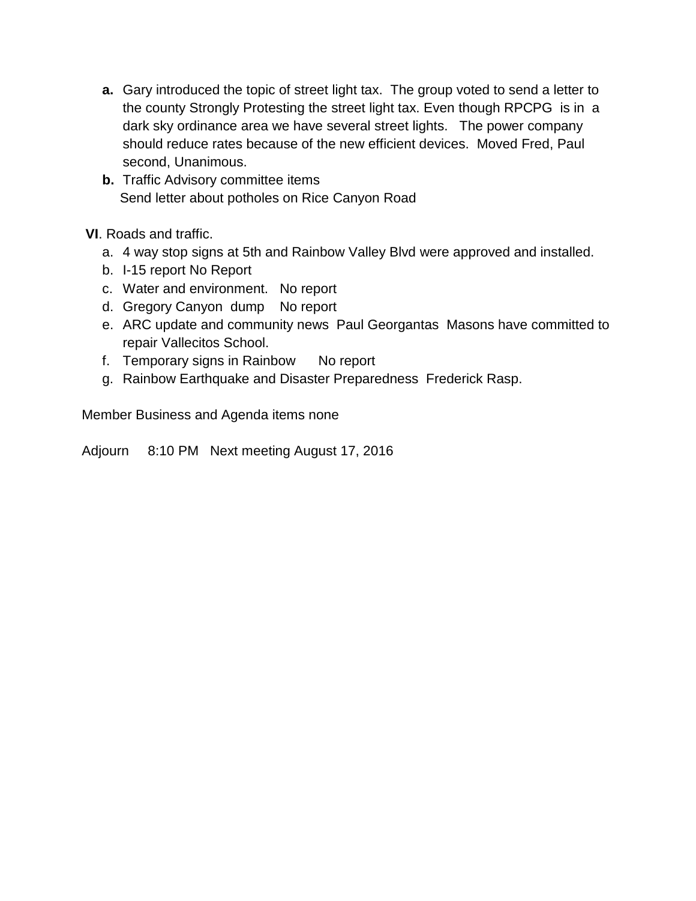- **a.** Gary introduced the topic of street light tax. The group voted to send a letter to the county Strongly Protesting the street light tax. Even though RPCPG is in a dark sky ordinance area we have several street lights. The power company should reduce rates because of the new efficient devices. Moved Fred, Paul second, Unanimous.
- **b.** Traffic Advisory committee items
  Send letter about potholes on Rice Canyon Road

**VI**. Roads and traffic.

a. 4 way stop signs at 5th and Rainbow Valley Blvd were approved and installed.
b. I-15 report No Report
c. Water and environment. No report
d. Gregory Canyon dump No report
e. ARC update and community news Paul Georgantas Masons have committed to repair Vallecitos School.
f. Temporary signs in Rainbow No report
g. Rainbow Earthquake and Disaster Preparedness Frederick Rasp.

Member Business and Agenda items none

Adjourn 8:10 PM Next meeting August 17, 2016